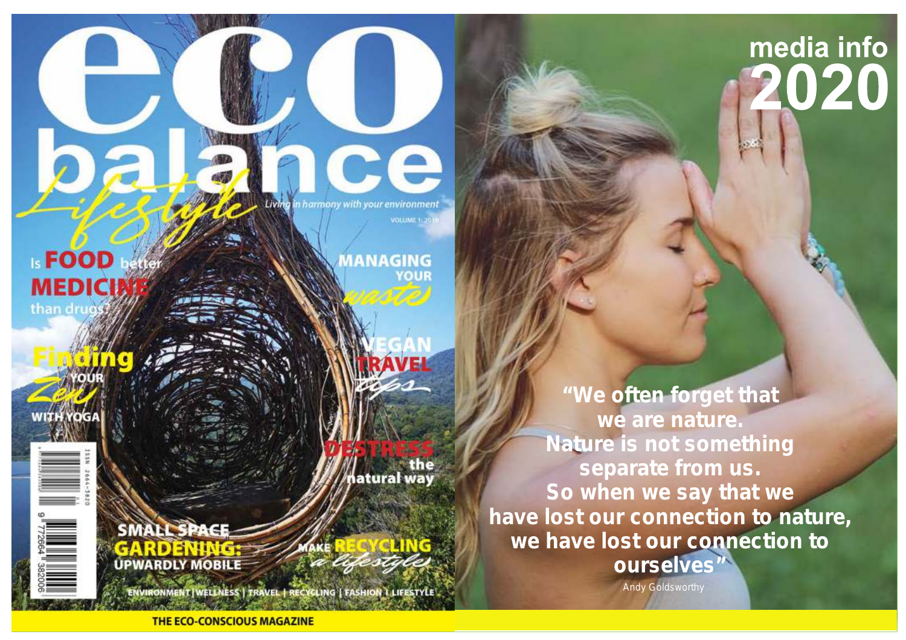# eco balance *Lifestyle*

*Living in harmony with your environment*

VOLUME 1: 2019

Is **FOOD** better **MEDICINE** than drugs?

**MANAGING YOUR** *waste*

**Finding** *Zen* **YOUR WITH YOGA**

**VEGAN TRAVEL** *tips*

**DESTRESS** the natural way

**SMALL SPACE GARDENING: UPWARDLY MOBILE**

**MAKE RECYCLING** *a lifestyle*

ENVIRONMENT | WELLNESS | TRAVEL | RECYCLING | FASHION | LIFESTYLE

ISSN 2664-382O

**THE ECO-CONSCIOUS MAGAZINE**

# media info 2020

**"We often forget that we are nature. Nature is not something separate from us. So when we say that we have lost our connection to nature, we have lost our connection to ourselves"**

Andy Goldsworthy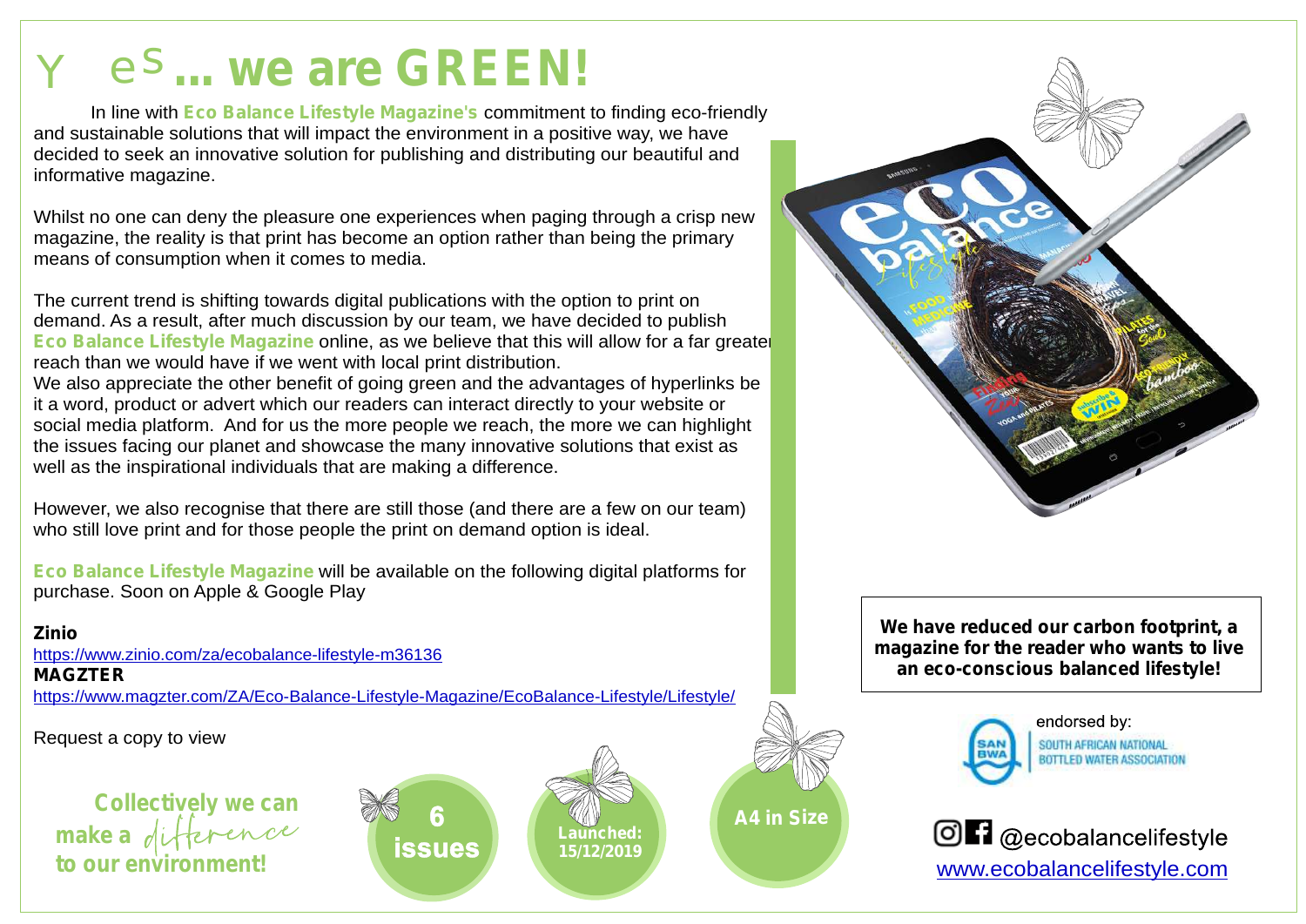# Yes... we are GREEN!

In line with **Eco Balance Lifestyle Magazine's** commitment to finding eco-friendly and sustainable solutions that will impact the environment in a positive way, we have decided to seek an innovative solution for publishing and distributing our beautiful and informative magazine.

Whilst no one can deny the pleasure one experiences when paging through a crisp new magazine, the reality is that print has become an option rather than being the primary means of consumption when it comes to media.

The current trend is shifting towards digital publications with the option to print on demand. As a result, after much discussion by our team, we have decided to publish **Eco Balance Lifestyle Magazine** online, as we believe that this will allow for a far greater reach than we would have if we went with local print distribution.
We also appreciate the other benefit of going green and the advantages of hyperlinks be it a word, product or advert which our readers can interact directly to your website or social media platform. And for us the more people we reach, the more we can highlight the issues facing our planet and showcase the many innovative solutions that exist as well as the inspirational individuals that are making a difference.

However, we also recognise that there are still those (and there are a few on our team) who still love print and for those people the print on demand option is ideal.

**Eco Balance Lifestyle Magazine** will be available on the following digital platforms for purchase. Soon on Apple & Google Play

**Zinio**
https://www.zinio.com/za/ecobalance-lifestyle-m36136
**MAGZTER**
https://www.magzter.com/ZA/Eco-Balance-Lifestyle-Magazine/EcoBalance-Lifestyle/Lifestyle/

Request a copy to view

**Collectively we can make a *difference* to our environment!**

**6 issues**

**Launched: 15/12/2019**

**A4 in Size**

**We have reduced our carbon footprint, a magazine for the reader who wants to live an eco-conscious balanced lifestyle!**

endorsed by:
SANBWA — SOUTH AFRICAN NATIONAL BOTTLED WATER ASSOCIATION

@ecobalancelifestyle
www.ecobalancelifestyle.com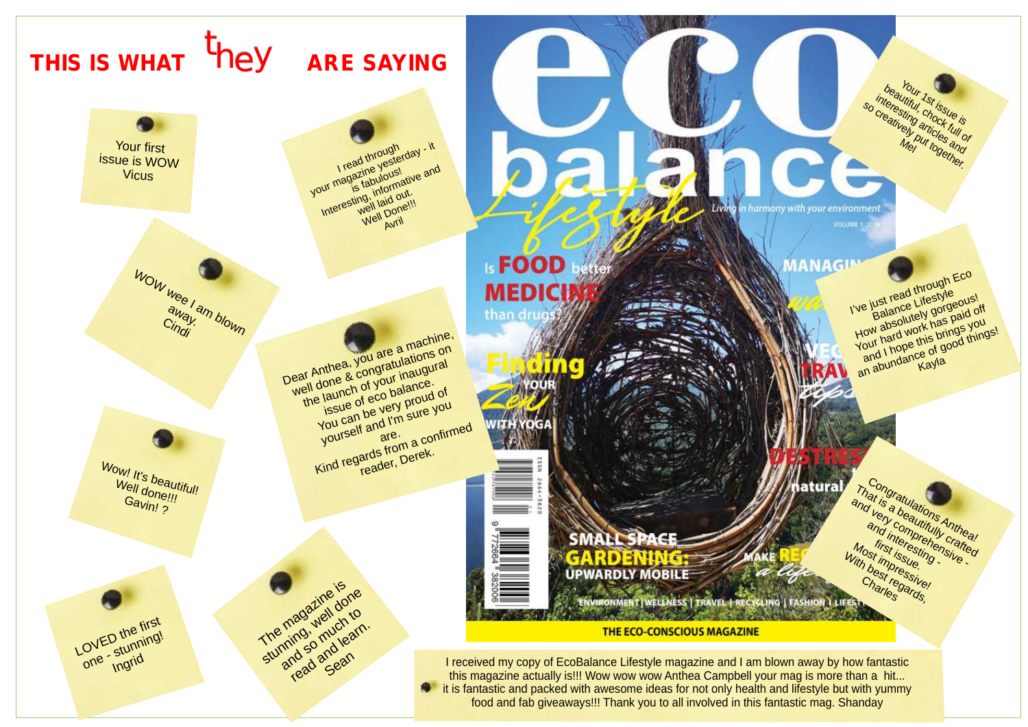# THIS IS WHAT they ARE SAYING

Your first issue is WOW
Vicus

I read through your magazine yesterday - it is fabulous! Interesting, informative and well laid out. Well Done!!!
Avril

Your 1st issue is beautiful, chock full of interesting articles and so creatively put together.
Mel

WOW wee I am blown away.
Cindi

Dear Anthea, you are a machine, well done & congratulations on the launch of your inaugural issue of eco balance. You can be very proud of yourself and I'm sure you are.
Kind regards from a confirmed reader, Derek.

I've just read through Eco Balance Lifestyle
How absolutely gorgeous! Your hard work has paid off and I hope this brings you an abundance of good things!
Kayla

Wow! It's beautiful! Well done!!!
Gavin! ?

Congratulations Anthea! That is a beautifully crafted and very comprehensive - and interesting - first issue. Most impressive!
With best regards,
Charles

LOVED the first one - stunning!
Ingrid

The magazine is stunning, well done and so much to read and learn.
Sean

I received my copy of EcoBalance Lifestyle magazine and I am blown away by how fantastic this magazine actually is!!! Wow wow wow Anthea Campbell your mag is more than a hit... it is fantastic and packed with awesome ideas for not only health and lifestyle but with yummy food and fab giveaways!!! Thank you to all involved in this fantastic mag. Shanday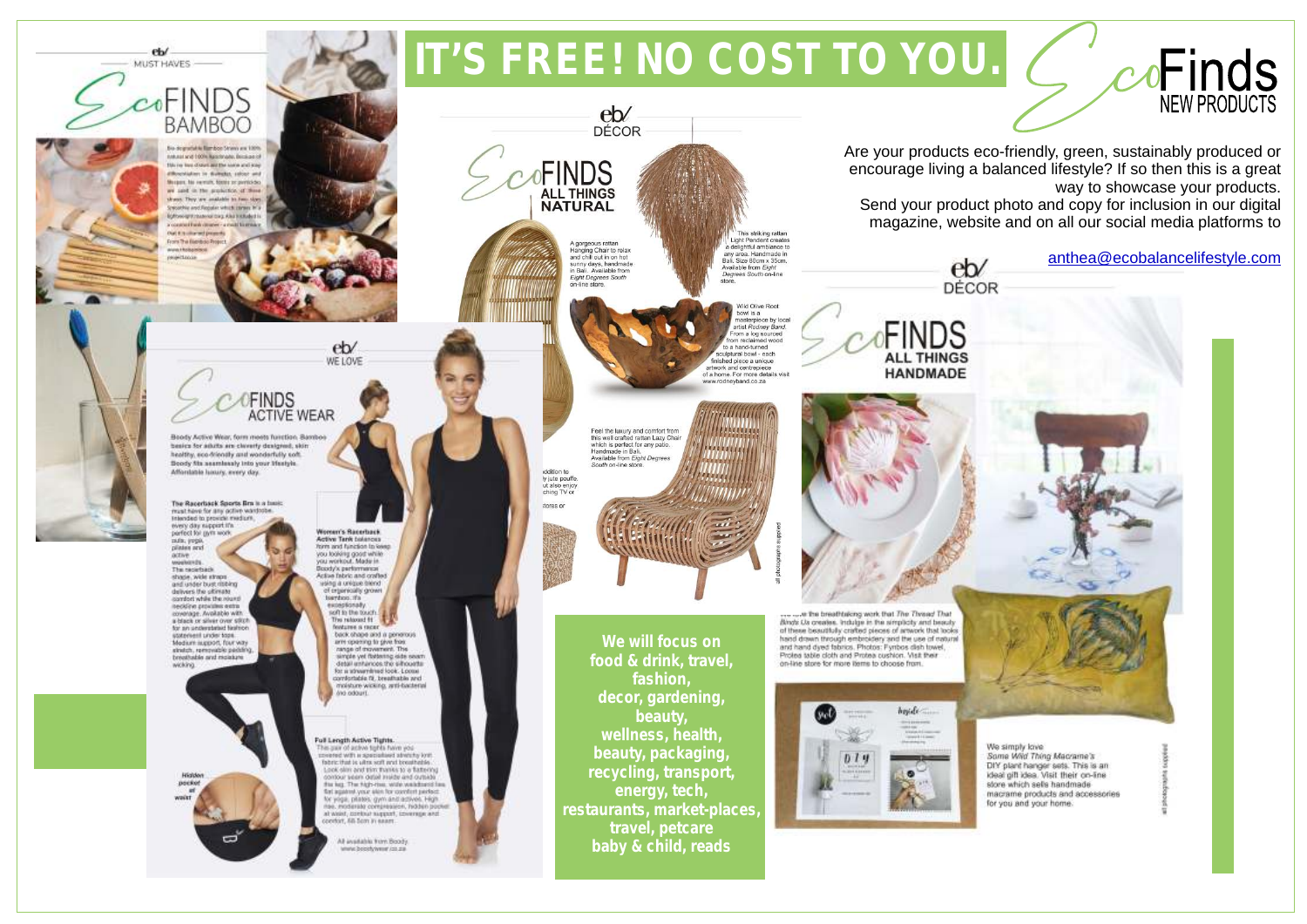# IT'S FREE! NO COST TO YOU.

## EcoFinds NEW PRODUCTS

Are your products eco-friendly, green, sustainably produced or encourage living a balanced lifestyle? If so then this is a great way to showcase your products.
Send your product photo and copy for inclusion in our digital magazine, website and on all our social media platforms to

anthea@ecobalancelifestyle.com

**We will focus on food & drink, travel, fashion, decor, gardening, beauty, wellness, health, beauty, packaging, recycling, transport, energy, tech, restaurants, market-places, travel, petcare baby & child, reads**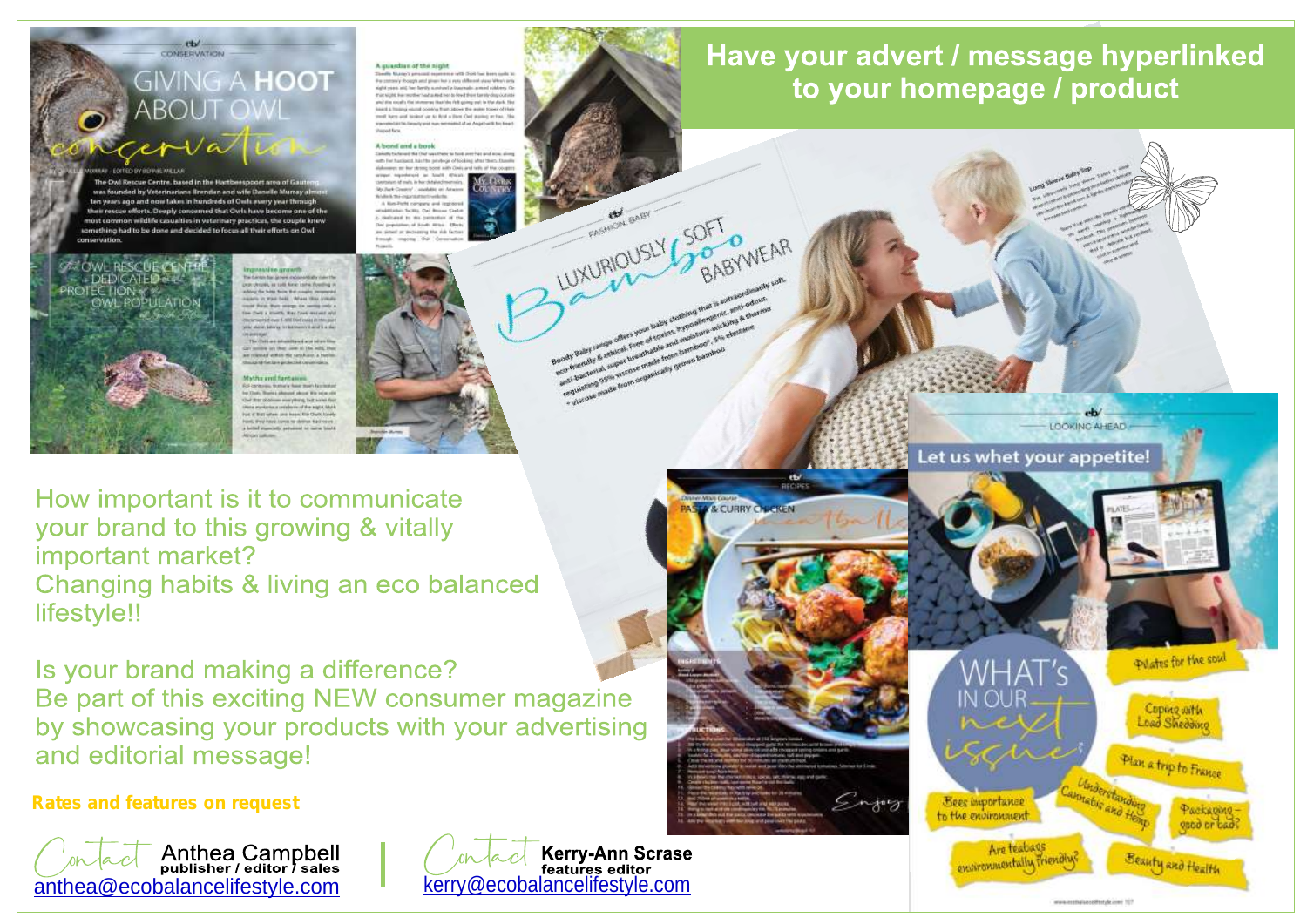## Have your advert / message hyperlinked to your homepage / product

How important is it to communicate your brand to this growing & vitally important market?
Changing habits & living an eco balanced lifestyle!!

Is your brand making a difference?
Be part of this exciting NEW consumer magazine by showcasing your products with your advertising and editorial message!

**Rates and features on request**

Contact **Anthea Campbell**
**publisher / editor / sales**
anthea@ecobalancelifestyle.com

Contact **Kerry-Ann Scrase**
**features editor**
kerry@ecobalancelifestyle.com